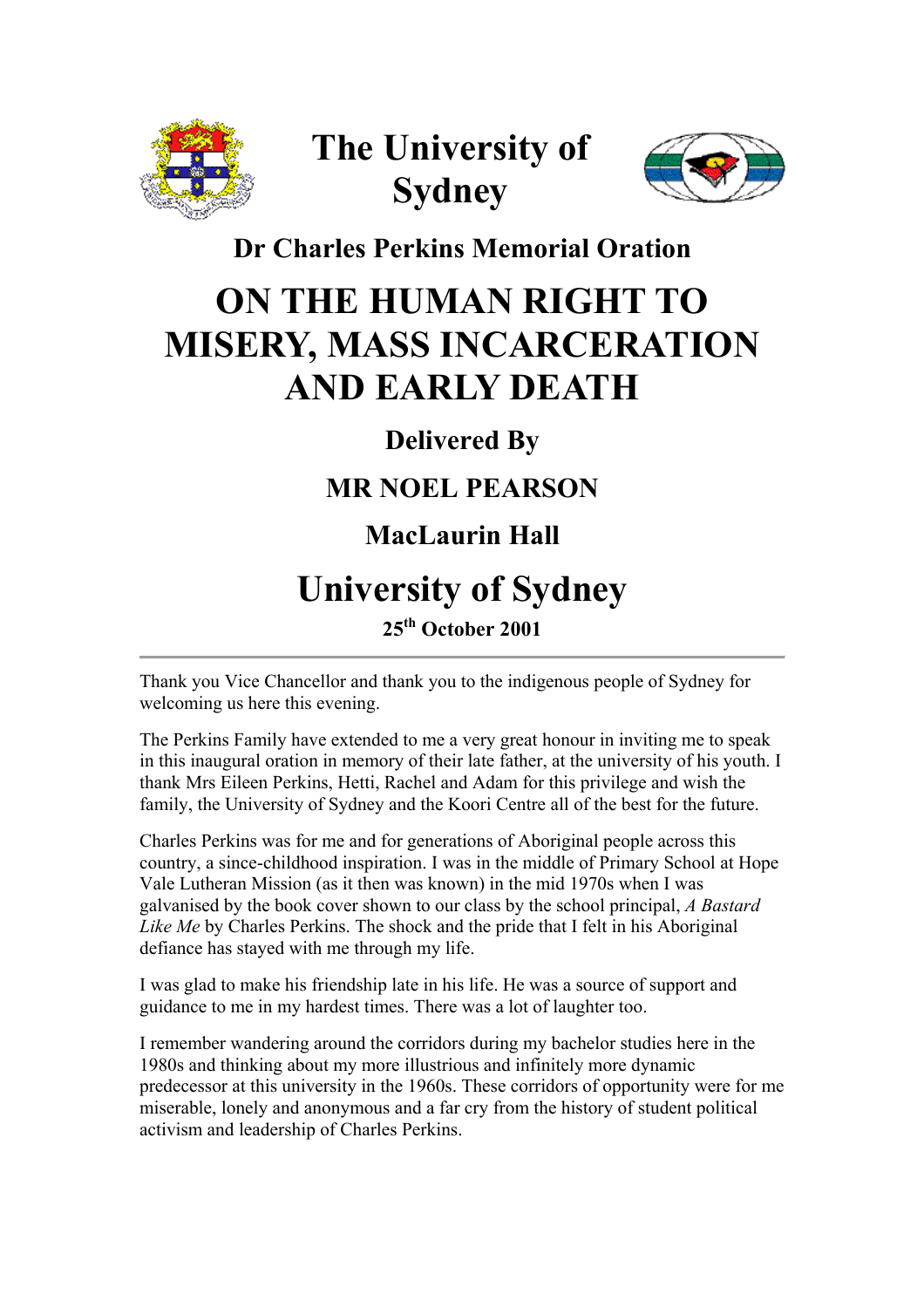# The University of Sydney

## Dr Charles Perkins Memorial Oration

# ON THE HUMAN RIGHT TO MISERY, MASS INCARCERATION AND EARLY DEATH

### Delivered By

### MR NOEL PEARSON

### MacLaurin Hall

## University of Sydney

**25th October 2001**

---

Thank you Vice Chancellor and thank you to the indigenous people of Sydney for welcoming us here this evening.

The Perkins Family have extended to me a very great honour in inviting me to speak in this inaugural oration in memory of their late father, at the university of his youth. I thank Mrs Eileen Perkins, Hetti, Rachel and Adam for this privilege and wish the family, the University of Sydney and the Koori Centre all of the best for the future.

Charles Perkins was for me and for generations of Aboriginal people across this country, a since-childhood inspiration. I was in the middle of Primary School at Hope Vale Lutheran Mission (as it then was known) in the mid 1970s when I was galvanised by the book cover shown to our class by the school principal, *A Bastard Like Me* by Charles Perkins. The shock and the pride that I felt in his Aboriginal defiance has stayed with me through my life.

I was glad to make his friendship late in his life. He was a source of support and guidance to me in my hardest times. There was a lot of laughter too.

I remember wandering around the corridors during my bachelor studies here in the 1980s and thinking about my more illustrious and infinitely more dynamic predecessor at this university in the 1960s. These corridors of opportunity were for me miserable, lonely and anonymous and a far cry from the history of student political activism and leadership of Charles Perkins.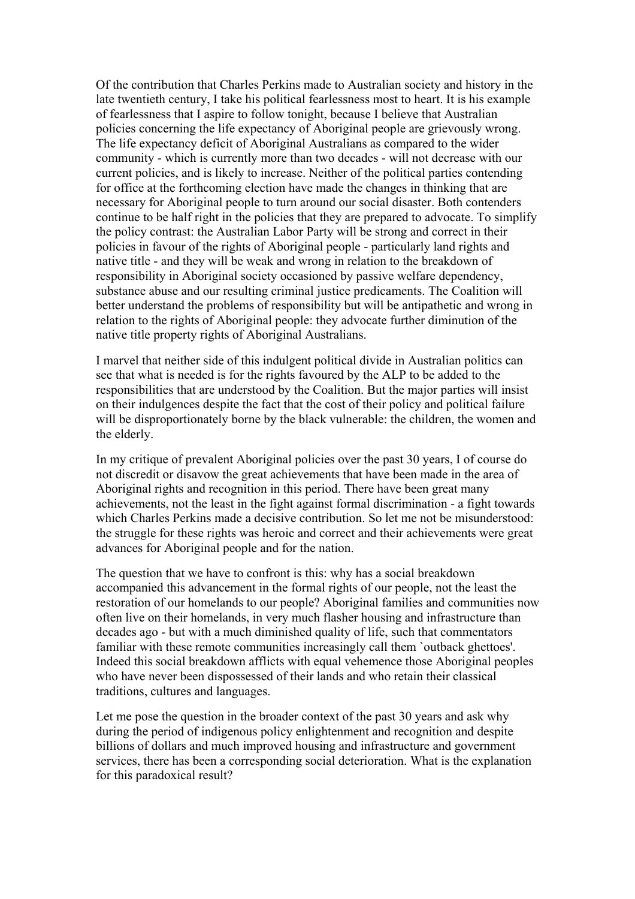Of the contribution that Charles Perkins made to Australian society and history in the late twentieth century, I take his political fearlessness most to heart. It is his example of fearlessness that I aspire to follow tonight, because I believe that Australian policies concerning the life expectancy of Aboriginal people are grievously wrong. The life expectancy deficit of Aboriginal Australians as compared to the wider community - which is currently more than two decades - will not decrease with our current policies, and is likely to increase. Neither of the political parties contending for office at the forthcoming election have made the changes in thinking that are necessary for Aboriginal people to turn around our social disaster. Both contenders continue to be half right in the policies that they are prepared to advocate. To simplify the policy contrast: the Australian Labor Party will be strong and correct in their policies in favour of the rights of Aboriginal people - particularly land rights and native title - and they will be weak and wrong in relation to the breakdown of responsibility in Aboriginal society occasioned by passive welfare dependency, substance abuse and our resulting criminal justice predicaments. The Coalition will better understand the problems of responsibility but will be antipathetic and wrong in relation to the rights of Aboriginal people: they advocate further diminution of the native title property rights of Aboriginal Australians.

I marvel that neither side of this indulgent political divide in Australian politics can see that what is needed is for the rights favoured by the ALP to be added to the responsibilities that are understood by the Coalition. But the major parties will insist on their indulgences despite the fact that the cost of their policy and political failure will be disproportionately borne by the black vulnerable: the children, the women and the elderly.

In my critique of prevalent Aboriginal policies over the past 30 years, I of course do not discredit or disavow the great achievements that have been made in the area of Aboriginal rights and recognition in this period. There have been great many achievements, not the least in the fight against formal discrimination - a fight towards which Charles Perkins made a decisive contribution. So let me not be misunderstood: the struggle for these rights was heroic and correct and their achievements were great advances for Aboriginal people and for the nation.

The question that we have to confront is this: why has a social breakdown accompanied this advancement in the formal rights of our people, not the least the restoration of our homelands to our people? Aboriginal families and communities now often live on their homelands, in very much flasher housing and infrastructure than decades ago - but with a much diminished quality of life, such that commentators familiar with these remote communities increasingly call them `outback ghettoes'. Indeed this social breakdown afflicts with equal vehemence those Aboriginal peoples who have never been dispossessed of their lands and who retain their classical traditions, cultures and languages.

Let me pose the question in the broader context of the past 30 years and ask why during the period of indigenous policy enlightenment and recognition and despite billions of dollars and much improved housing and infrastructure and government services, there has been a corresponding social deterioration. What is the explanation for this paradoxical result?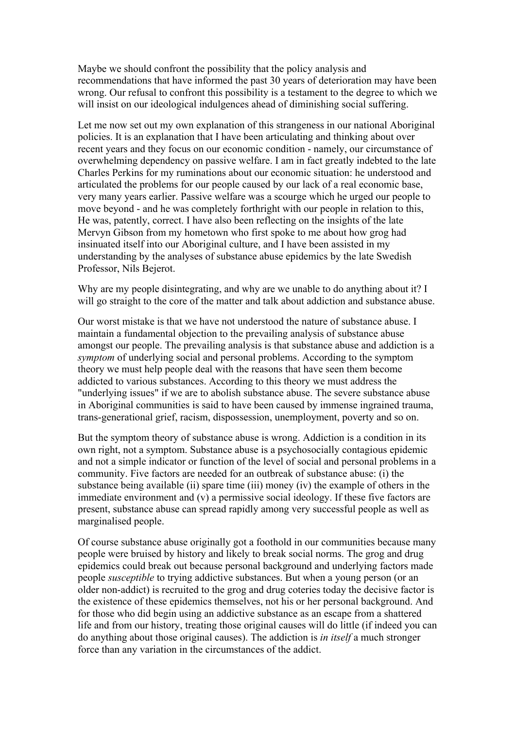Maybe we should confront the possibility that the policy analysis and recommendations that have informed the past 30 years of deterioration may have been wrong. Our refusal to confront this possibility is a testament to the degree to which we will insist on our ideological indulgences ahead of diminishing social suffering.

Let me now set out my own explanation of this strangeness in our national Aboriginal policies. It is an explanation that I have been articulating and thinking about over recent years and they focus on our economic condition - namely, our circumstance of overwhelming dependency on passive welfare. I am in fact greatly indebted to the late Charles Perkins for my ruminations about our economic situation: he understood and articulated the problems for our people caused by our lack of a real economic base, very many years earlier. Passive welfare was a scourge which he urged our people to move beyond - and he was completely forthright with our people in relation to this, He was, patently, correct. I have also been reflecting on the insights of the late Mervyn Gibson from my hometown who first spoke to me about how grog had insinuated itself into our Aboriginal culture, and I have been assisted in my understanding by the analyses of substance abuse epidemics by the late Swedish Professor, Nils Bejerot.

Why are my people disintegrating, and why are we unable to do anything about it? I will go straight to the core of the matter and talk about addiction and substance abuse.

Our worst mistake is that we have not understood the nature of substance abuse. I maintain a fundamental objection to the prevailing analysis of substance abuse amongst our people. The prevailing analysis is that substance abuse and addiction is a *symptom* of underlying social and personal problems. According to the symptom theory we must help people deal with the reasons that have seen them become addicted to various substances. According to this theory we must address the "underlying issues" if we are to abolish substance abuse. The severe substance abuse in Aboriginal communities is said to have been caused by immense ingrained trauma, trans-generational grief, racism, dispossession, unemployment, poverty and so on.

But the symptom theory of substance abuse is wrong. Addiction is a condition in its own right, not a symptom. Substance abuse is a psychosocially contagious epidemic and not a simple indicator or function of the level of social and personal problems in a community. Five factors are needed for an outbreak of substance abuse: (i) the substance being available (ii) spare time (iii) money (iv) the example of others in the immediate environment and (v) a permissive social ideology. If these five factors are present, substance abuse can spread rapidly among very successful people as well as marginalised people.

Of course substance abuse originally got a foothold in our communities because many people were bruised by history and likely to break social norms. The grog and drug epidemics could break out because personal background and underlying factors made people *susceptible* to trying addictive substances. But when a young person (or an older non-addict) is recruited to the grog and drug coteries today the decisive factor is the existence of these epidemics themselves, not his or her personal background. And for those who did begin using an addictive substance as an escape from a shattered life and from our history, treating those original causes will do little (if indeed you can do anything about those original causes). The addiction is *in itself* a much stronger force than any variation in the circumstances of the addict.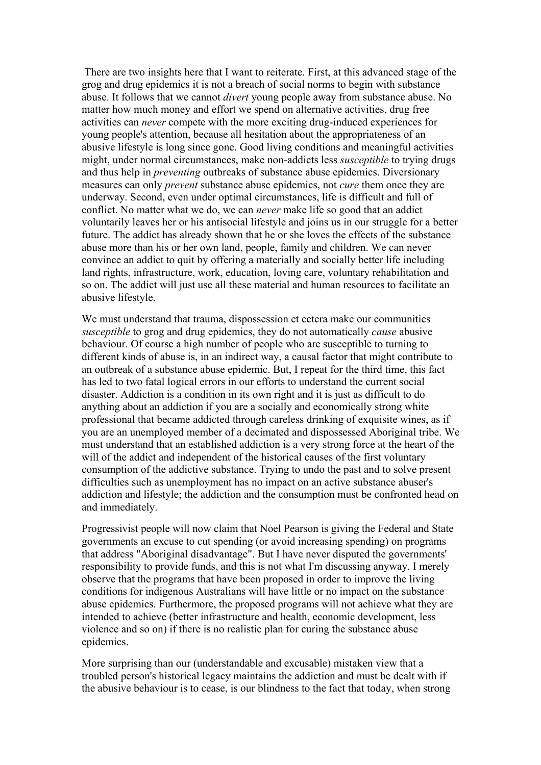There are two insights here that I want to reiterate. First, at this advanced stage of the grog and drug epidemics it is not a breach of social norms to begin with substance abuse. It follows that we cannot *divert* young people away from substance abuse. No matter how much money and effort we spend on alternative activities, drug free activities can *never* compete with the more exciting drug-induced experiences for young people's attention, because all hesitation about the appropriateness of an abusive lifestyle is long since gone. Good living conditions and meaningful activities might, under normal circumstances, make non-addicts less *susceptible* to trying drugs and thus help in *preventing* outbreaks of substance abuse epidemics. Diversionary measures can only *prevent* substance abuse epidemics, not *cure* them once they are underway. Second, even under optimal circumstances, life is difficult and full of conflict. No matter what we do, we can *never* make life so good that an addict voluntarily leaves her or his antisocial lifestyle and joins us in our struggle for a better future. The addict has already shown that he or she loves the effects of the substance abuse more than his or her own land, people, family and children. We can never convince an addict to quit by offering a materially and socially better life including land rights, infrastructure, work, education, loving care, voluntary rehabilitation and so on. The addict will just use all these material and human resources to facilitate an abusive lifestyle.

We must understand that trauma, dispossession et cetera make our communities *susceptible* to grog and drug epidemics, they do not automatically *cause* abusive behaviour. Of course a high number of people who are susceptible to turning to different kinds of abuse is, in an indirect way, a causal factor that might contribute to an outbreak of a substance abuse epidemic. But, I repeat for the third time, this fact has led to two fatal logical errors in our efforts to understand the current social disaster. Addiction is a condition in its own right and it is just as difficult to do anything about an addiction if you are a socially and economically strong white professional that became addicted through careless drinking of exquisite wines, as if you are an unemployed member of a decimated and dispossessed Aboriginal tribe. We must understand that an established addiction is a very strong force at the heart of the will of the addict and independent of the historical causes of the first voluntary consumption of the addictive substance. Trying to undo the past and to solve present difficulties such as unemployment has no impact on an active substance abuser's addiction and lifestyle; the addiction and the consumption must be confronted head on and immediately.

Progressivist people will now claim that Noel Pearson is giving the Federal and State governments an excuse to cut spending (or avoid increasing spending) on programs that address "Aboriginal disadvantage". But I have never disputed the governments' responsibility to provide funds, and this is not what I'm discussing anyway. I merely observe that the programs that have been proposed in order to improve the living conditions for indigenous Australians will have little or no impact on the substance abuse epidemics. Furthermore, the proposed programs will not achieve what they are intended to achieve (better infrastructure and health, economic development, less violence and so on) if there is no realistic plan for curing the substance abuse epidemics.

More surprising than our (understandable and excusable) mistaken view that a troubled person's historical legacy maintains the addiction and must be dealt with if the abusive behaviour is to cease, is our blindness to the fact that today, when strong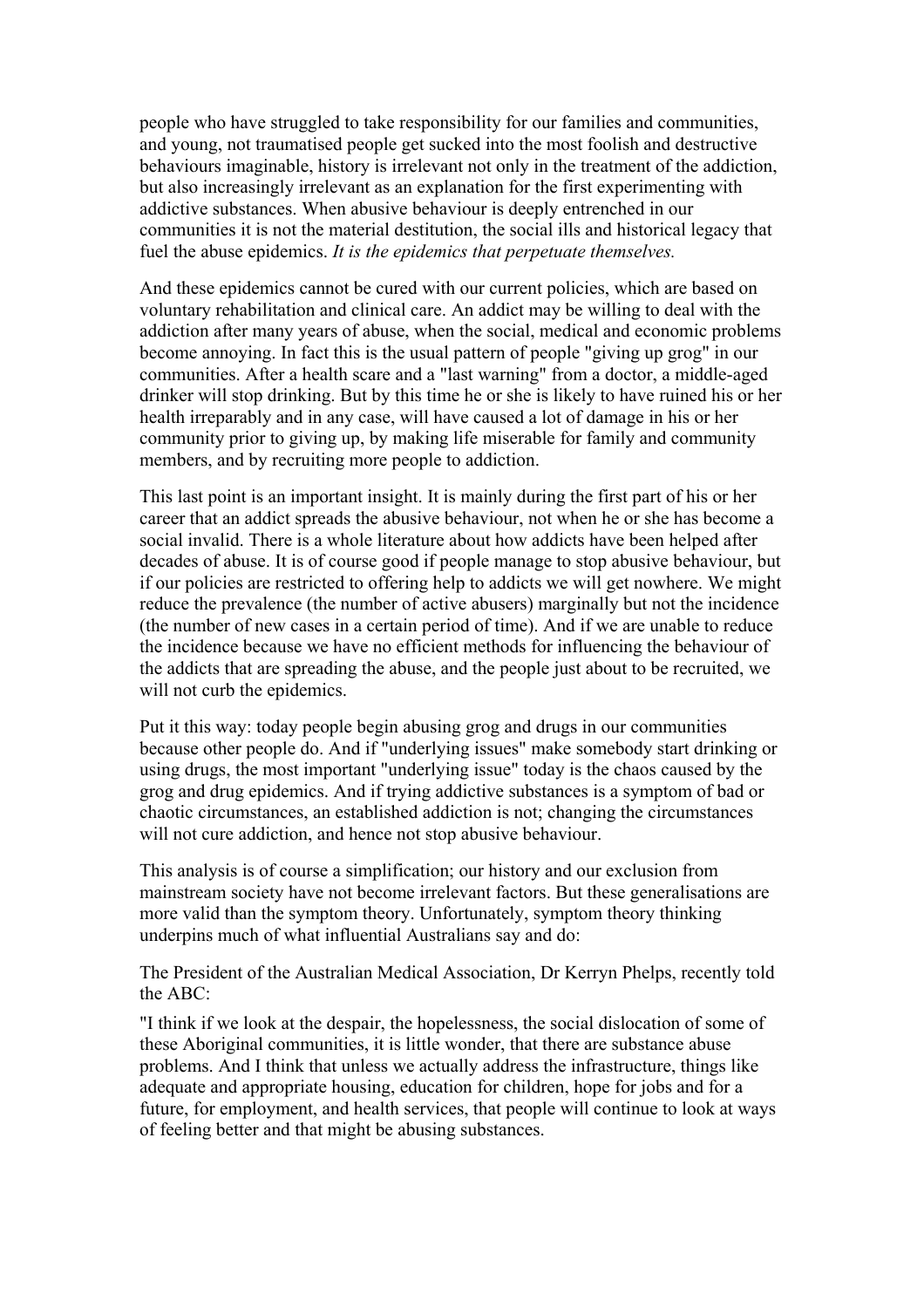people who have struggled to take responsibility for our families and communities, and young, not traumatised people get sucked into the most foolish and destructive behaviours imaginable, history is irrelevant not only in the treatment of the addiction, but also increasingly irrelevant as an explanation for the first experimenting with addictive substances. When abusive behaviour is deeply entrenched in our communities it is not the material destitution, the social ills and historical legacy that fuel the abuse epidemics. *It is the epidemics that perpetuate themselves.*

And these epidemics cannot be cured with our current policies, which are based on voluntary rehabilitation and clinical care. An addict may be willing to deal with the addiction after many years of abuse, when the social, medical and economic problems become annoying. In fact this is the usual pattern of people "giving up grog" in our communities. After a health scare and a "last warning" from a doctor, a middle-aged drinker will stop drinking. But by this time he or she is likely to have ruined his or her health irreparably and in any case, will have caused a lot of damage in his or her community prior to giving up, by making life miserable for family and community members, and by recruiting more people to addiction.

This last point is an important insight. It is mainly during the first part of his or her career that an addict spreads the abusive behaviour, not when he or she has become a social invalid. There is a whole literature about how addicts have been helped after decades of abuse. It is of course good if people manage to stop abusive behaviour, but if our policies are restricted to offering help to addicts we will get nowhere. We might reduce the prevalence (the number of active abusers) marginally but not the incidence (the number of new cases in a certain period of time). And if we are unable to reduce the incidence because we have no efficient methods for influencing the behaviour of the addicts that are spreading the abuse, and the people just about to be recruited, we will not curb the epidemics.

Put it this way: today people begin abusing grog and drugs in our communities because other people do. And if "underlying issues" make somebody start drinking or using drugs, the most important "underlying issue" today is the chaos caused by the grog and drug epidemics. And if trying addictive substances is a symptom of bad or chaotic circumstances, an established addiction is not; changing the circumstances will not cure addiction, and hence not stop abusive behaviour.

This analysis is of course a simplification; our history and our exclusion from mainstream society have not become irrelevant factors. But these generalisations are more valid than the symptom theory. Unfortunately, symptom theory thinking underpins much of what influential Australians say and do:

The President of the Australian Medical Association, Dr Kerryn Phelps, recently told the ABC:

"I think if we look at the despair, the hopelessness, the social dislocation of some of these Aboriginal communities, it is little wonder, that there are substance abuse problems. And I think that unless we actually address the infrastructure, things like adequate and appropriate housing, education for children, hope for jobs and for a future, for employment, and health services, that people will continue to look at ways of feeling better and that might be abusing substances.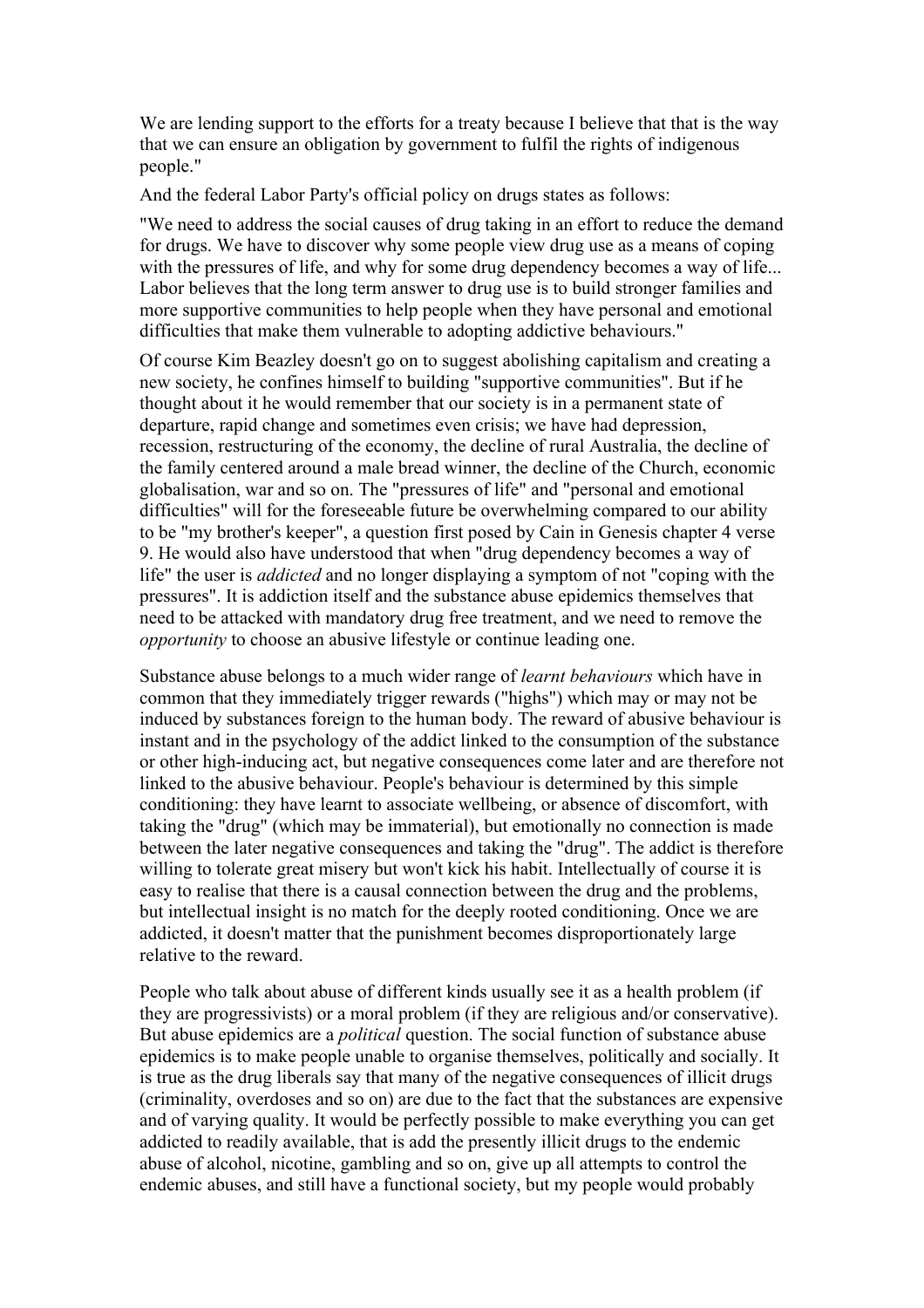We are lending support to the efforts for a treaty because I believe that that is the way that we can ensure an obligation by government to fulfil the rights of indigenous people."

And the federal Labor Party's official policy on drugs states as follows:

"We need to address the social causes of drug taking in an effort to reduce the demand for drugs. We have to discover why some people view drug use as a means of coping with the pressures of life, and why for some drug dependency becomes a way of life... Labor believes that the long term answer to drug use is to build stronger families and more supportive communities to help people when they have personal and emotional difficulties that make them vulnerable to adopting addictive behaviours."

Of course Kim Beazley doesn't go on to suggest abolishing capitalism and creating a new society, he confines himself to building "supportive communities". But if he thought about it he would remember that our society is in a permanent state of departure, rapid change and sometimes even crisis; we have had depression, recession, restructuring of the economy, the decline of rural Australia, the decline of the family centered around a male bread winner, the decline of the Church, economic globalisation, war and so on. The "pressures of life" and "personal and emotional difficulties" will for the foreseeable future be overwhelming compared to our ability to be "my brother's keeper", a question first posed by Cain in Genesis chapter 4 verse 9. He would also have understood that when "drug dependency becomes a way of life" the user is *addicted* and no longer displaying a symptom of not "coping with the pressures". It is addiction itself and the substance abuse epidemics themselves that need to be attacked with mandatory drug free treatment, and we need to remove the *opportunity* to choose an abusive lifestyle or continue leading one.

Substance abuse belongs to a much wider range of *learnt behaviours* which have in common that they immediately trigger rewards ("highs") which may or may not be induced by substances foreign to the human body. The reward of abusive behaviour is instant and in the psychology of the addict linked to the consumption of the substance or other high-inducing act, but negative consequences come later and are therefore not linked to the abusive behaviour. People's behaviour is determined by this simple conditioning: they have learnt to associate wellbeing, or absence of discomfort, with taking the "drug" (which may be immaterial), but emotionally no connection is made between the later negative consequences and taking the "drug". The addict is therefore willing to tolerate great misery but won't kick his habit. Intellectually of course it is easy to realise that there is a causal connection between the drug and the problems, but intellectual insight is no match for the deeply rooted conditioning. Once we are addicted, it doesn't matter that the punishment becomes disproportionately large relative to the reward.

People who talk about abuse of different kinds usually see it as a health problem (if they are progressivists) or a moral problem (if they are religious and/or conservative). But abuse epidemics are a *political* question. The social function of substance abuse epidemics is to make people unable to organise themselves, politically and socially. It is true as the drug liberals say that many of the negative consequences of illicit drugs (criminality, overdoses and so on) are due to the fact that the substances are expensive and of varying quality. It would be perfectly possible to make everything you can get addicted to readily available, that is add the presently illicit drugs to the endemic abuse of alcohol, nicotine, gambling and so on, give up all attempts to control the endemic abuses, and still have a functional society, but my people would probably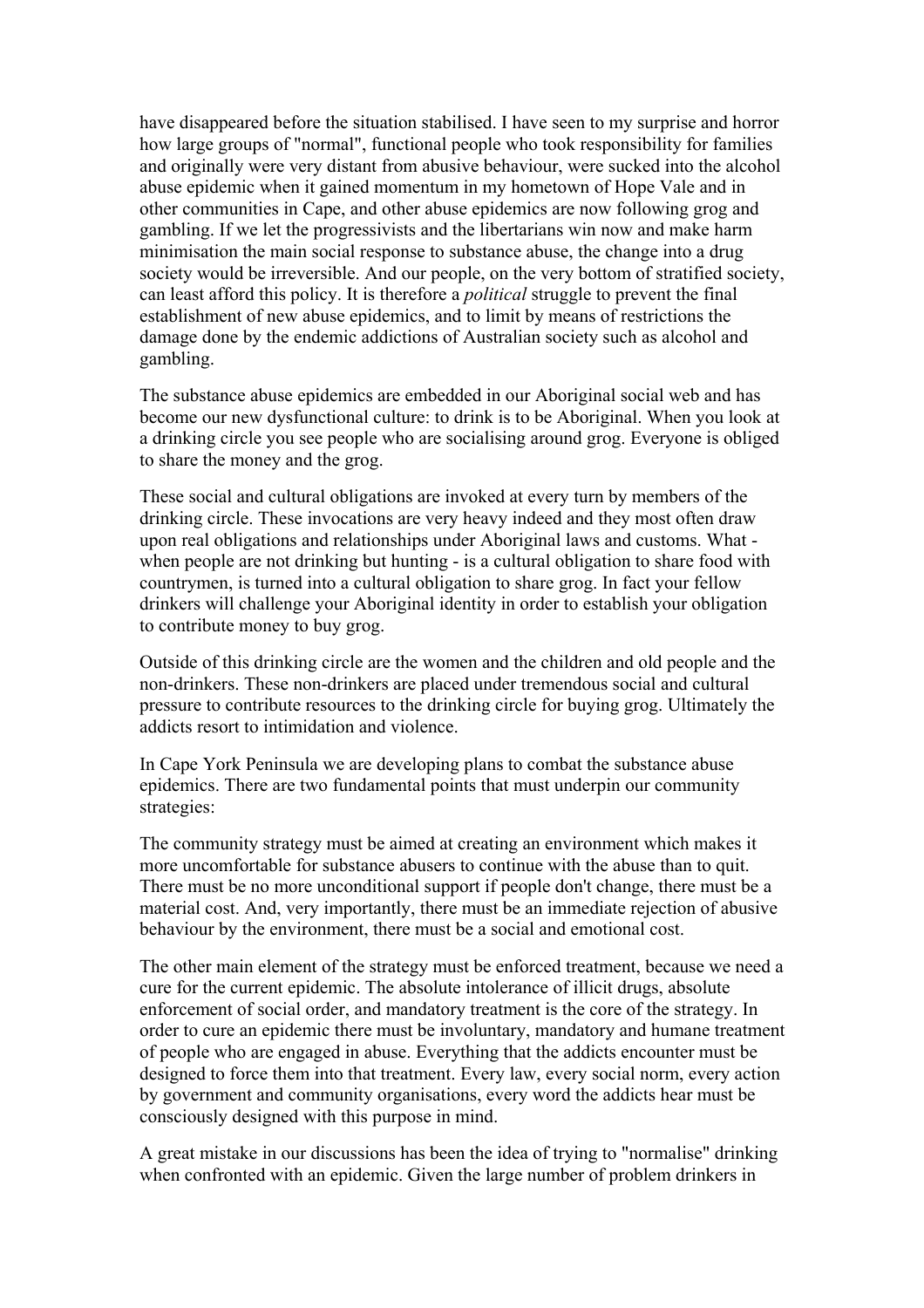have disappeared before the situation stabilised. I have seen to my surprise and horror how large groups of "normal", functional people who took responsibility for families and originally were very distant from abusive behaviour, were sucked into the alcohol abuse epidemic when it gained momentum in my hometown of Hope Vale and in other communities in Cape, and other abuse epidemics are now following grog and gambling. If we let the progressivists and the libertarians win now and make harm minimisation the main social response to substance abuse, the change into a drug society would be irreversible. And our people, on the very bottom of stratified society, can least afford this policy. It is therefore a *political* struggle to prevent the final establishment of new abuse epidemics, and to limit by means of restrictions the damage done by the endemic addictions of Australian society such as alcohol and gambling.

The substance abuse epidemics are embedded in our Aboriginal social web and has become our new dysfunctional culture: to drink is to be Aboriginal. When you look at a drinking circle you see people who are socialising around grog. Everyone is obliged to share the money and the grog.

These social and cultural obligations are invoked at every turn by members of the drinking circle. These invocations are very heavy indeed and they most often draw upon real obligations and relationships under Aboriginal laws and customs. What - when people are not drinking but hunting - is a cultural obligation to share food with countrymen, is turned into a cultural obligation to share grog. In fact your fellow drinkers will challenge your Aboriginal identity in order to establish your obligation to contribute money to buy grog.

Outside of this drinking circle are the women and the children and old people and the non-drinkers. These non-drinkers are placed under tremendous social and cultural pressure to contribute resources to the drinking circle for buying grog. Ultimately the addicts resort to intimidation and violence.

In Cape York Peninsula we are developing plans to combat the substance abuse epidemics. There are two fundamental points that must underpin our community strategies:

The community strategy must be aimed at creating an environment which makes it more uncomfortable for substance abusers to continue with the abuse than to quit. There must be no more unconditional support if people don't change, there must be a material cost. And, very importantly, there must be an immediate rejection of abusive behaviour by the environment, there must be a social and emotional cost.

The other main element of the strategy must be enforced treatment, because we need a cure for the current epidemic. The absolute intolerance of illicit drugs, absolute enforcement of social order, and mandatory treatment is the core of the strategy. In order to cure an epidemic there must be involuntary, mandatory and humane treatment of people who are engaged in abuse. Everything that the addicts encounter must be designed to force them into that treatment. Every law, every social norm, every action by government and community organisations, every word the addicts hear must be consciously designed with this purpose in mind.

A great mistake in our discussions has been the idea of trying to "normalise" drinking when confronted with an epidemic. Given the large number of problem drinkers in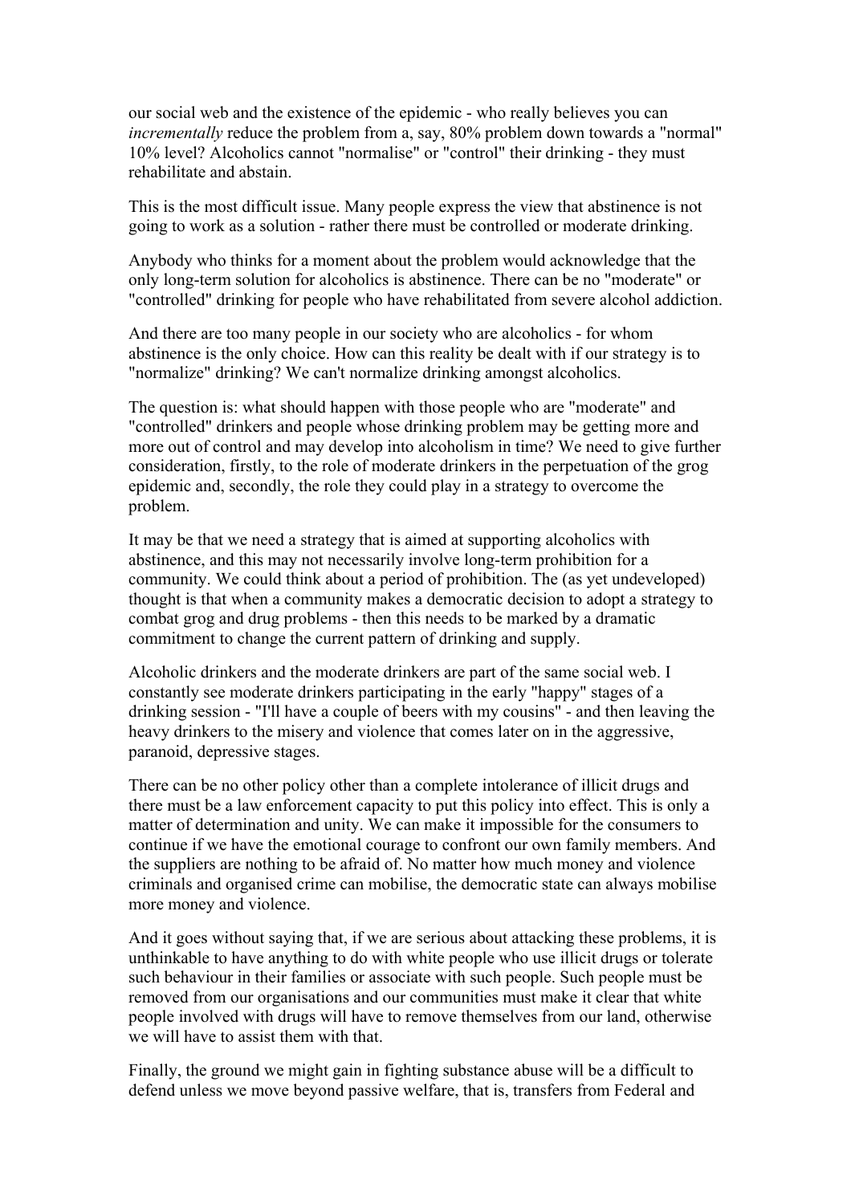our social web and the existence of the epidemic - who really believes you can *incrementally* reduce the problem from a, say, 80% problem down towards a "normal" 10% level? Alcoholics cannot "normalise" or "control" their drinking - they must rehabilitate and abstain.

This is the most difficult issue. Many people express the view that abstinence is not going to work as a solution - rather there must be controlled or moderate drinking.

Anybody who thinks for a moment about the problem would acknowledge that the only long-term solution for alcoholics is abstinence. There can be no "moderate" or "controlled" drinking for people who have rehabilitated from severe alcohol addiction.

And there are too many people in our society who are alcoholics - for whom abstinence is the only choice. How can this reality be dealt with if our strategy is to "normalize" drinking? We can't normalize drinking amongst alcoholics.

The question is: what should happen with those people who are "moderate" and "controlled" drinkers and people whose drinking problem may be getting more and more out of control and may develop into alcoholism in time? We need to give further consideration, firstly, to the role of moderate drinkers in the perpetuation of the grog epidemic and, secondly, the role they could play in a strategy to overcome the problem.

It may be that we need a strategy that is aimed at supporting alcoholics with abstinence, and this may not necessarily involve long-term prohibition for a community. We could think about a period of prohibition. The (as yet undeveloped) thought is that when a community makes a democratic decision to adopt a strategy to combat grog and drug problems - then this needs to be marked by a dramatic commitment to change the current pattern of drinking and supply.

Alcoholic drinkers and the moderate drinkers are part of the same social web. I constantly see moderate drinkers participating in the early "happy" stages of a drinking session - "I'll have a couple of beers with my cousins" - and then leaving the heavy drinkers to the misery and violence that comes later on in the aggressive, paranoid, depressive stages.

There can be no other policy other than a complete intolerance of illicit drugs and there must be a law enforcement capacity to put this policy into effect. This is only a matter of determination and unity. We can make it impossible for the consumers to continue if we have the emotional courage to confront our own family members. And the suppliers are nothing to be afraid of. No matter how much money and violence criminals and organised crime can mobilise, the democratic state can always mobilise more money and violence.

And it goes without saying that, if we are serious about attacking these problems, it is unthinkable to have anything to do with white people who use illicit drugs or tolerate such behaviour in their families or associate with such people. Such people must be removed from our organisations and our communities must make it clear that white people involved with drugs will have to remove themselves from our land, otherwise we will have to assist them with that.

Finally, the ground we might gain in fighting substance abuse will be a difficult to defend unless we move beyond passive welfare, that is, transfers from Federal and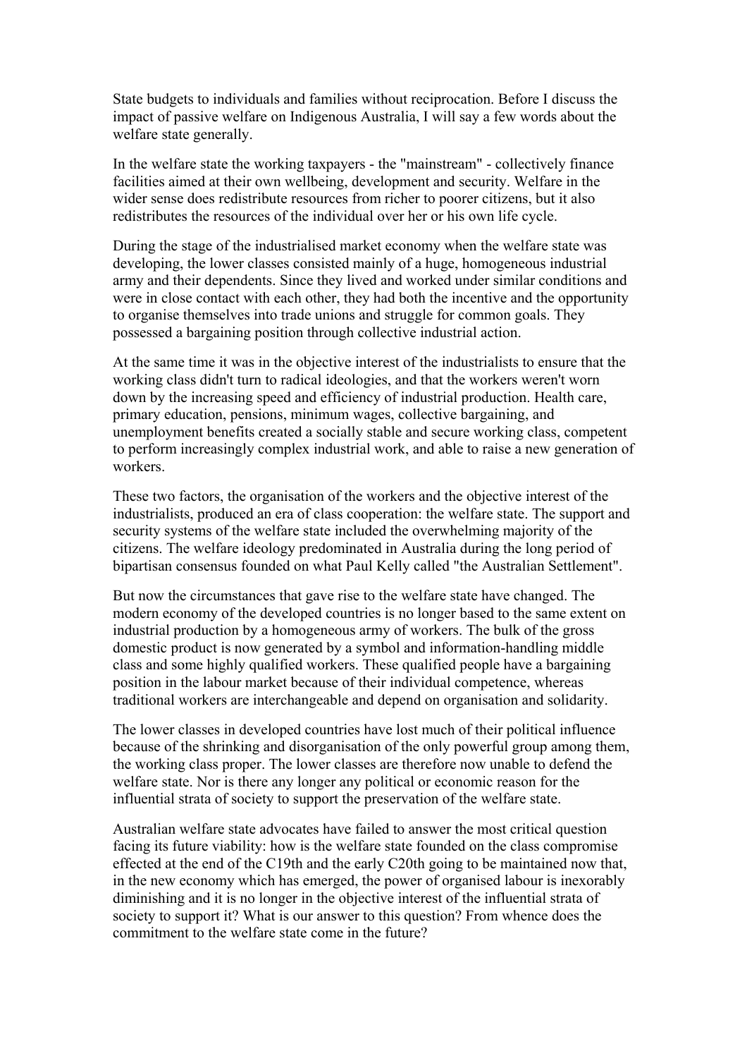State budgets to individuals and families without reciprocation. Before I discuss the impact of passive welfare on Indigenous Australia, I will say a few words about the welfare state generally.

In the welfare state the working taxpayers - the "mainstream" - collectively finance facilities aimed at their own wellbeing, development and security. Welfare in the wider sense does redistribute resources from richer to poorer citizens, but it also redistributes the resources of the individual over her or his own life cycle.

During the stage of the industrialised market economy when the welfare state was developing, the lower classes consisted mainly of a huge, homogeneous industrial army and their dependents. Since they lived and worked under similar conditions and were in close contact with each other, they had both the incentive and the opportunity to organise themselves into trade unions and struggle for common goals. They possessed a bargaining position through collective industrial action.

At the same time it was in the objective interest of the industrialists to ensure that the working class didn't turn to radical ideologies, and that the workers weren't worn down by the increasing speed and efficiency of industrial production. Health care, primary education, pensions, minimum wages, collective bargaining, and unemployment benefits created a socially stable and secure working class, competent to perform increasingly complex industrial work, and able to raise a new generation of workers.

These two factors, the organisation of the workers and the objective interest of the industrialists, produced an era of class cooperation: the welfare state. The support and security systems of the welfare state included the overwhelming majority of the citizens. The welfare ideology predominated in Australia during the long period of bipartisan consensus founded on what Paul Kelly called "the Australian Settlement".

But now the circumstances that gave rise to the welfare state have changed. The modern economy of the developed countries is no longer based to the same extent on industrial production by a homogeneous army of workers. The bulk of the gross domestic product is now generated by a symbol and information-handling middle class and some highly qualified workers. These qualified people have a bargaining position in the labour market because of their individual competence, whereas traditional workers are interchangeable and depend on organisation and solidarity.

The lower classes in developed countries have lost much of their political influence because of the shrinking and disorganisation of the only powerful group among them, the working class proper. The lower classes are therefore now unable to defend the welfare state. Nor is there any longer any political or economic reason for the influential strata of society to support the preservation of the welfare state.

Australian welfare state advocates have failed to answer the most critical question facing its future viability: how is the welfare state founded on the class compromise effected at the end of the C19th and the early C20th going to be maintained now that, in the new economy which has emerged, the power of organised labour is inexorably diminishing and it is no longer in the objective interest of the influential strata of society to support it? What is our answer to this question? From whence does the commitment to the welfare state come in the future?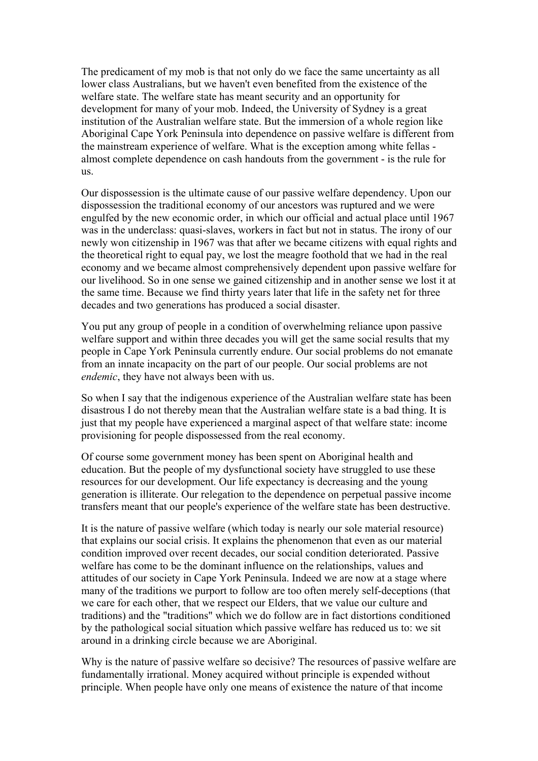The predicament of my mob is that not only do we face the same uncertainty as all lower class Australians, but we haven't even benefited from the existence of the welfare state. The welfare state has meant security and an opportunity for development for many of your mob. Indeed, the University of Sydney is a great institution of the Australian welfare state. But the immersion of a whole region like Aboriginal Cape York Peninsula into dependence on passive welfare is different from the mainstream experience of welfare. What is the exception among white fellas - almost complete dependence on cash handouts from the government - is the rule for us.

Our dispossession is the ultimate cause of our passive welfare dependency. Upon our dispossession the traditional economy of our ancestors was ruptured and we were engulfed by the new economic order, in which our official and actual place until 1967 was in the underclass: quasi-slaves, workers in fact but not in status. The irony of our newly won citizenship in 1967 was that after we became citizens with equal rights and the theoretical right to equal pay, we lost the meagre foothold that we had in the real economy and we became almost comprehensively dependent upon passive welfare for our livelihood. So in one sense we gained citizenship and in another sense we lost it at the same time. Because we find thirty years later that life in the safety net for three decades and two generations has produced a social disaster.

You put any group of people in a condition of overwhelming reliance upon passive welfare support and within three decades you will get the same social results that my people in Cape York Peninsula currently endure. Our social problems do not emanate from an innate incapacity on the part of our people. Our social problems are not *endemic*, they have not always been with us.

So when I say that the indigenous experience of the Australian welfare state has been disastrous I do not thereby mean that the Australian welfare state is a bad thing. It is just that my people have experienced a marginal aspect of that welfare state: income provisioning for people dispossessed from the real economy.

Of course some government money has been spent on Aboriginal health and education. But the people of my dysfunctional society have struggled to use these resources for our development. Our life expectancy is decreasing and the young generation is illiterate. Our relegation to the dependence on perpetual passive income transfers meant that our people's experience of the welfare state has been destructive.

It is the nature of passive welfare (which today is nearly our sole material resource) that explains our social crisis. It explains the phenomenon that even as our material condition improved over recent decades, our social condition deteriorated. Passive welfare has come to be the dominant influence on the relationships, values and attitudes of our society in Cape York Peninsula. Indeed we are now at a stage where many of the traditions we purport to follow are too often merely self-deceptions (that we care for each other, that we respect our Elders, that we value our culture and traditions) and the "traditions" which we do follow are in fact distortions conditioned by the pathological social situation which passive welfare has reduced us to: we sit around in a drinking circle because we are Aboriginal.

Why is the nature of passive welfare so decisive? The resources of passive welfare are fundamentally irrational. Money acquired without principle is expended without principle. When people have only one means of existence the nature of that income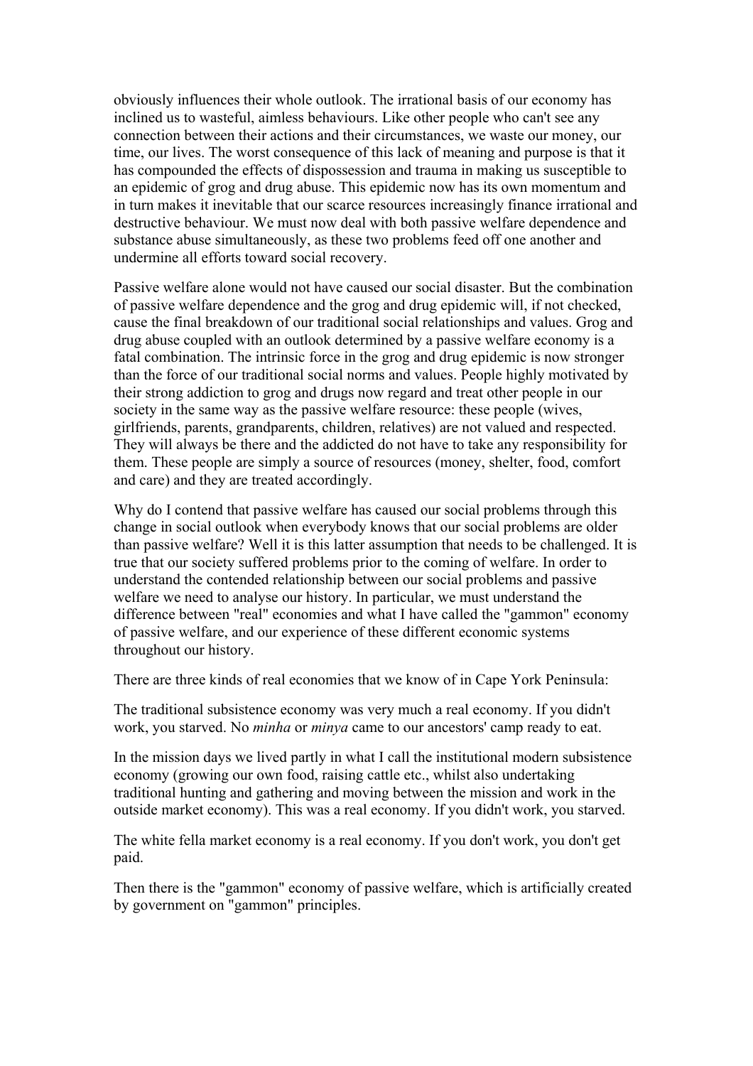obviously influences their whole outlook. The irrational basis of our economy has inclined us to wasteful, aimless behaviours. Like other people who can't see any connection between their actions and their circumstances, we waste our money, our time, our lives. The worst consequence of this lack of meaning and purpose is that it has compounded the effects of dispossession and trauma in making us susceptible to an epidemic of grog and drug abuse. This epidemic now has its own momentum and in turn makes it inevitable that our scarce resources increasingly finance irrational and destructive behaviour. We must now deal with both passive welfare dependence and substance abuse simultaneously, as these two problems feed off one another and undermine all efforts toward social recovery.

Passive welfare alone would not have caused our social disaster. But the combination of passive welfare dependence and the grog and drug epidemic will, if not checked, cause the final breakdown of our traditional social relationships and values. Grog and drug abuse coupled with an outlook determined by a passive welfare economy is a fatal combination. The intrinsic force in the grog and drug epidemic is now stronger than the force of our traditional social norms and values. People highly motivated by their strong addiction to grog and drugs now regard and treat other people in our society in the same way as the passive welfare resource: these people (wives, girlfriends, parents, grandparents, children, relatives) are not valued and respected. They will always be there and the addicted do not have to take any responsibility for them. These people are simply a source of resources (money, shelter, food, comfort and care) and they are treated accordingly.

Why do I contend that passive welfare has caused our social problems through this change in social outlook when everybody knows that our social problems are older than passive welfare? Well it is this latter assumption that needs to be challenged. It is true that our society suffered problems prior to the coming of welfare. In order to understand the contended relationship between our social problems and passive welfare we need to analyse our history. In particular, we must understand the difference between "real" economies and what I have called the "gammon" economy of passive welfare, and our experience of these different economic systems throughout our history.

There are three kinds of real economies that we know of in Cape York Peninsula:

The traditional subsistence economy was very much a real economy. If you didn't work, you starved. No *minha* or *minya* came to our ancestors' camp ready to eat.

In the mission days we lived partly in what I call the institutional modern subsistence economy (growing our own food, raising cattle etc., whilst also undertaking traditional hunting and gathering and moving between the mission and work in the outside market economy). This was a real economy. If you didn't work, you starved.

The white fella market economy is a real economy. If you don't work, you don't get paid.

Then there is the "gammon" economy of passive welfare, which is artificially created by government on "gammon" principles.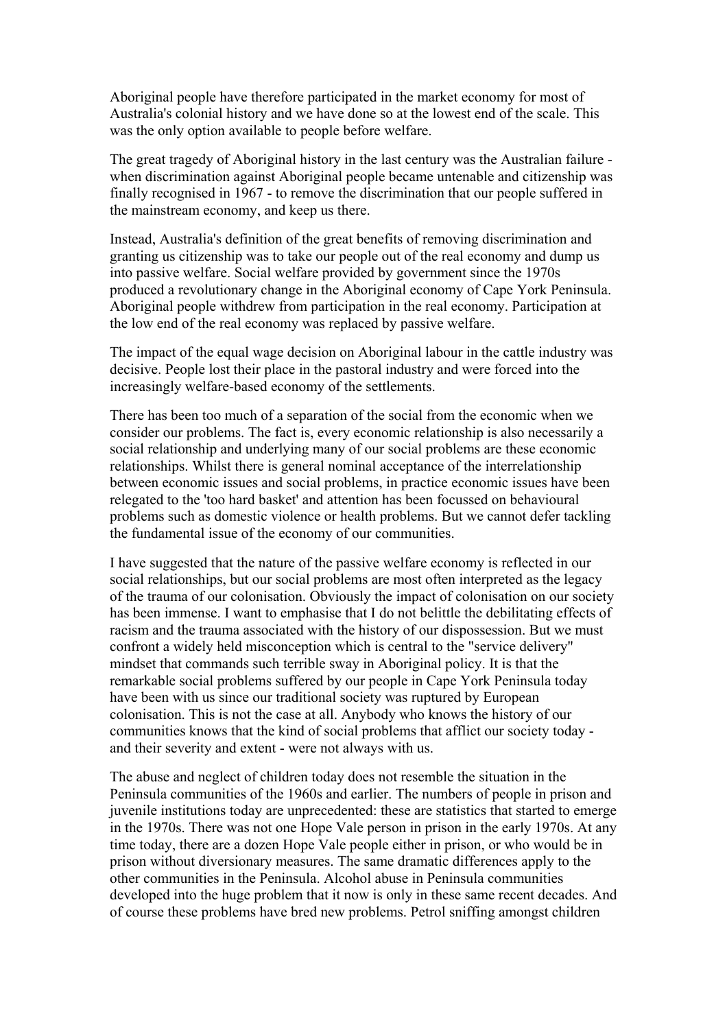Aboriginal people have therefore participated in the market economy for most of Australia's colonial history and we have done so at the lowest end of the scale. This was the only option available to people before welfare.

The great tragedy of Aboriginal history in the last century was the Australian failure - when discrimination against Aboriginal people became untenable and citizenship was finally recognised in 1967 - to remove the discrimination that our people suffered in the mainstream economy, and keep us there.

Instead, Australia's definition of the great benefits of removing discrimination and granting us citizenship was to take our people out of the real economy and dump us into passive welfare. Social welfare provided by government since the 1970s produced a revolutionary change in the Aboriginal economy of Cape York Peninsula. Aboriginal people withdrew from participation in the real economy. Participation at the low end of the real economy was replaced by passive welfare.

The impact of the equal wage decision on Aboriginal labour in the cattle industry was decisive. People lost their place in the pastoral industry and were forced into the increasingly welfare-based economy of the settlements.

There has been too much of a separation of the social from the economic when we consider our problems. The fact is, every economic relationship is also necessarily a social relationship and underlying many of our social problems are these economic relationships. Whilst there is general nominal acceptance of the interrelationship between economic issues and social problems, in practice economic issues have been relegated to the 'too hard basket' and attention has been focussed on behavioural problems such as domestic violence or health problems. But we cannot defer tackling the fundamental issue of the economy of our communities.

I have suggested that the nature of the passive welfare economy is reflected in our social relationships, but our social problems are most often interpreted as the legacy of the trauma of our colonisation. Obviously the impact of colonisation on our society has been immense. I want to emphasise that I do not belittle the debilitating effects of racism and the trauma associated with the history of our dispossession. But we must confront a widely held misconception which is central to the "service delivery" mindset that commands such terrible sway in Aboriginal policy. It is that the remarkable social problems suffered by our people in Cape York Peninsula today have been with us since our traditional society was ruptured by European colonisation. This is not the case at all. Anybody who knows the history of our communities knows that the kind of social problems that afflict our society today - and their severity and extent - were not always with us.

The abuse and neglect of children today does not resemble the situation in the Peninsula communities of the 1960s and earlier. The numbers of people in prison and juvenile institutions today are unprecedented: these are statistics that started to emerge in the 1970s. There was not one Hope Vale person in prison in the early 1970s. At any time today, there are a dozen Hope Vale people either in prison, or who would be in prison without diversionary measures. The same dramatic differences apply to the other communities in the Peninsula. Alcohol abuse in Peninsula communities developed into the huge problem that it now is only in these same recent decades. And of course these problems have bred new problems. Petrol sniffing amongst children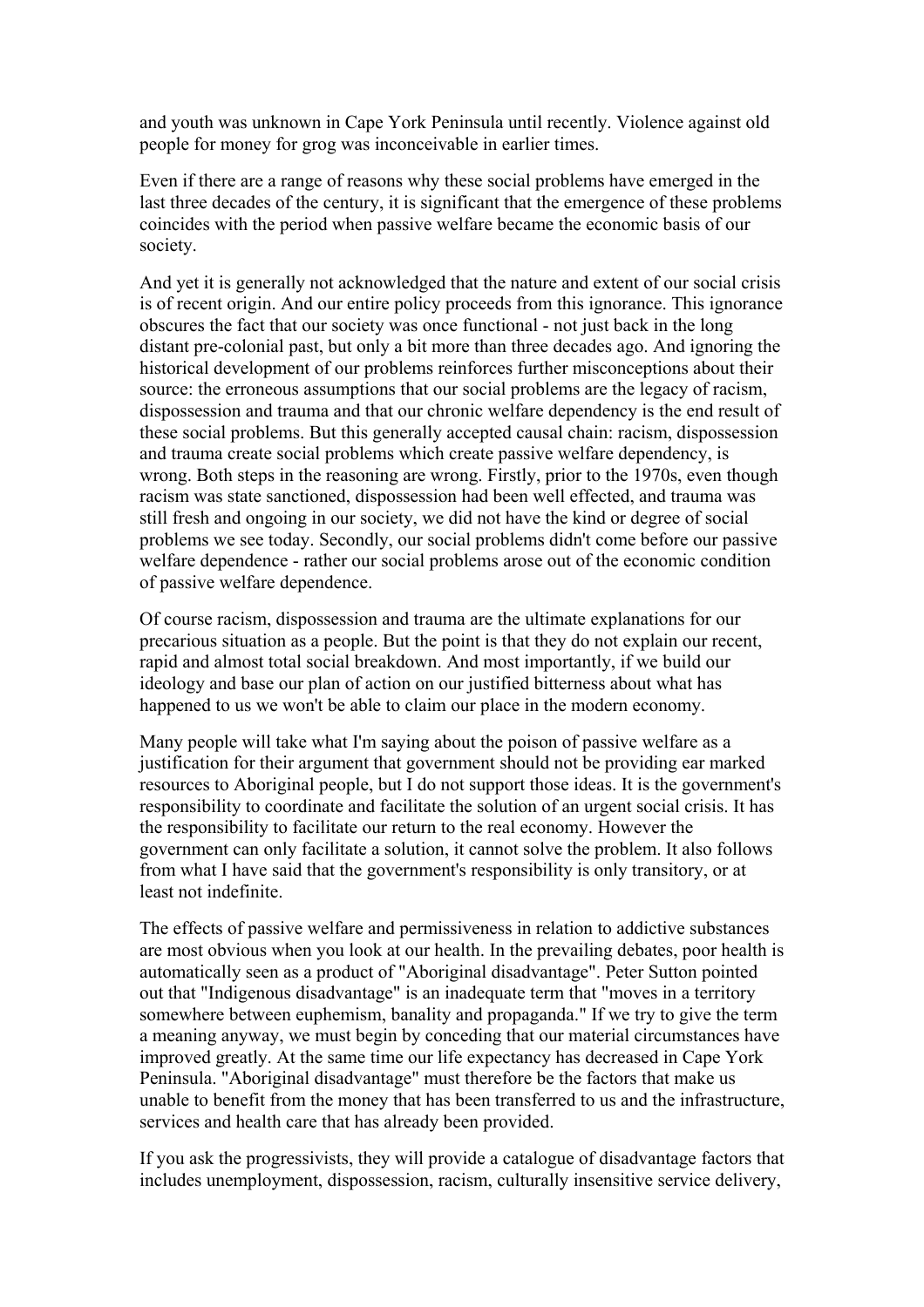and youth was unknown in Cape York Peninsula until recently. Violence against old people for money for grog was inconceivable in earlier times.

Even if there are a range of reasons why these social problems have emerged in the last three decades of the century, it is significant that the emergence of these problems coincides with the period when passive welfare became the economic basis of our society.

And yet it is generally not acknowledged that the nature and extent of our social crisis is of recent origin. And our entire policy proceeds from this ignorance. This ignorance obscures the fact that our society was once functional - not just back in the long distant pre-colonial past, but only a bit more than three decades ago. And ignoring the historical development of our problems reinforces further misconceptions about their source: the erroneous assumptions that our social problems are the legacy of racism, dispossession and trauma and that our chronic welfare dependency is the end result of these social problems. But this generally accepted causal chain: racism, dispossession and trauma create social problems which create passive welfare dependency, is wrong. Both steps in the reasoning are wrong. Firstly, prior to the 1970s, even though racism was state sanctioned, dispossession had been well effected, and trauma was still fresh and ongoing in our society, we did not have the kind or degree of social problems we see today. Secondly, our social problems didn't come before our passive welfare dependence - rather our social problems arose out of the economic condition of passive welfare dependence.

Of course racism, dispossession and trauma are the ultimate explanations for our precarious situation as a people. But the point is that they do not explain our recent, rapid and almost total social breakdown. And most importantly, if we build our ideology and base our plan of action on our justified bitterness about what has happened to us we won't be able to claim our place in the modern economy.

Many people will take what I'm saying about the poison of passive welfare as a justification for their argument that government should not be providing ear marked resources to Aboriginal people, but I do not support those ideas. It is the government's responsibility to coordinate and facilitate the solution of an urgent social crisis. It has the responsibility to facilitate our return to the real economy. However the government can only facilitate a solution, it cannot solve the problem. It also follows from what I have said that the government's responsibility is only transitory, or at least not indefinite.

The effects of passive welfare and permissiveness in relation to addictive substances are most obvious when you look at our health. In the prevailing debates, poor health is automatically seen as a product of "Aboriginal disadvantage". Peter Sutton pointed out that "Indigenous disadvantage" is an inadequate term that "moves in a territory somewhere between euphemism, banality and propaganda." If we try to give the term a meaning anyway, we must begin by conceding that our material circumstances have improved greatly. At the same time our life expectancy has decreased in Cape York Peninsula. "Aboriginal disadvantage" must therefore be the factors that make us unable to benefit from the money that has been transferred to us and the infrastructure, services and health care that has already been provided.

If you ask the progressivists, they will provide a catalogue of disadvantage factors that includes unemployment, dispossession, racism, culturally insensitive service delivery,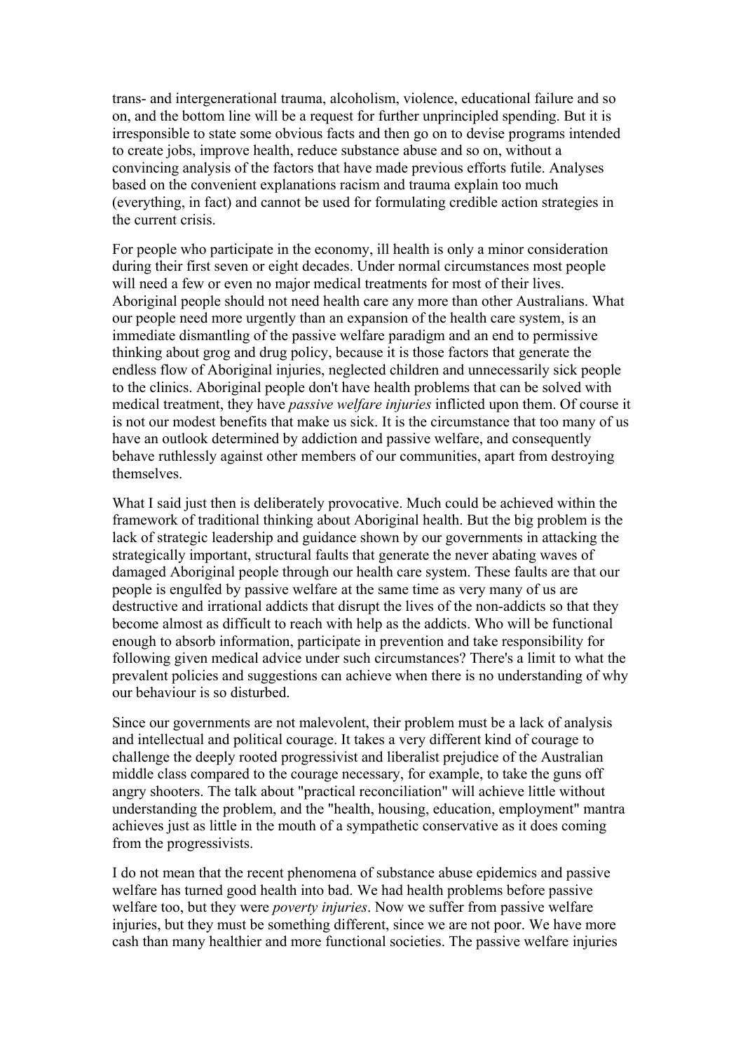trans- and intergenerational trauma, alcoholism, violence, educational failure and so on, and the bottom line will be a request for further unprincipled spending. But it is irresponsible to state some obvious facts and then go on to devise programs intended to create jobs, improve health, reduce substance abuse and so on, without a convincing analysis of the factors that have made previous efforts futile. Analyses based on the convenient explanations racism and trauma explain too much (everything, in fact) and cannot be used for formulating credible action strategies in the current crisis.

For people who participate in the economy, ill health is only a minor consideration during their first seven or eight decades. Under normal circumstances most people will need a few or even no major medical treatments for most of their lives. Aboriginal people should not need health care any more than other Australians. What our people need more urgently than an expansion of the health care system, is an immediate dismantling of the passive welfare paradigm and an end to permissive thinking about grog and drug policy, because it is those factors that generate the endless flow of Aboriginal injuries, neglected children and unnecessarily sick people to the clinics. Aboriginal people don't have health problems that can be solved with medical treatment, they have *passive welfare injuries* inflicted upon them. Of course it is not our modest benefits that make us sick. It is the circumstance that too many of us have an outlook determined by addiction and passive welfare, and consequently behave ruthlessly against other members of our communities, apart from destroying themselves.

What I said just then is deliberately provocative. Much could be achieved within the framework of traditional thinking about Aboriginal health. But the big problem is the lack of strategic leadership and guidance shown by our governments in attacking the strategically important, structural faults that generate the never abating waves of damaged Aboriginal people through our health care system. These faults are that our people is engulfed by passive welfare at the same time as very many of us are destructive and irrational addicts that disrupt the lives of the non-addicts so that they become almost as difficult to reach with help as the addicts. Who will be functional enough to absorb information, participate in prevention and take responsibility for following given medical advice under such circumstances? There's a limit to what the prevalent policies and suggestions can achieve when there is no understanding of why our behaviour is so disturbed.

Since our governments are not malevolent, their problem must be a lack of analysis and intellectual and political courage. It takes a very different kind of courage to challenge the deeply rooted progressivist and liberalist prejudice of the Australian middle class compared to the courage necessary, for example, to take the guns off angry shooters. The talk about "practical reconciliation" will achieve little without understanding the problem, and the "health, housing, education, employment" mantra achieves just as little in the mouth of a sympathetic conservative as it does coming from the progressivists.

I do not mean that the recent phenomena of substance abuse epidemics and passive welfare has turned good health into bad. We had health problems before passive welfare too, but they were *poverty injuries*. Now we suffer from passive welfare injuries, but they must be something different, since we are not poor. We have more cash than many healthier and more functional societies. The passive welfare injuries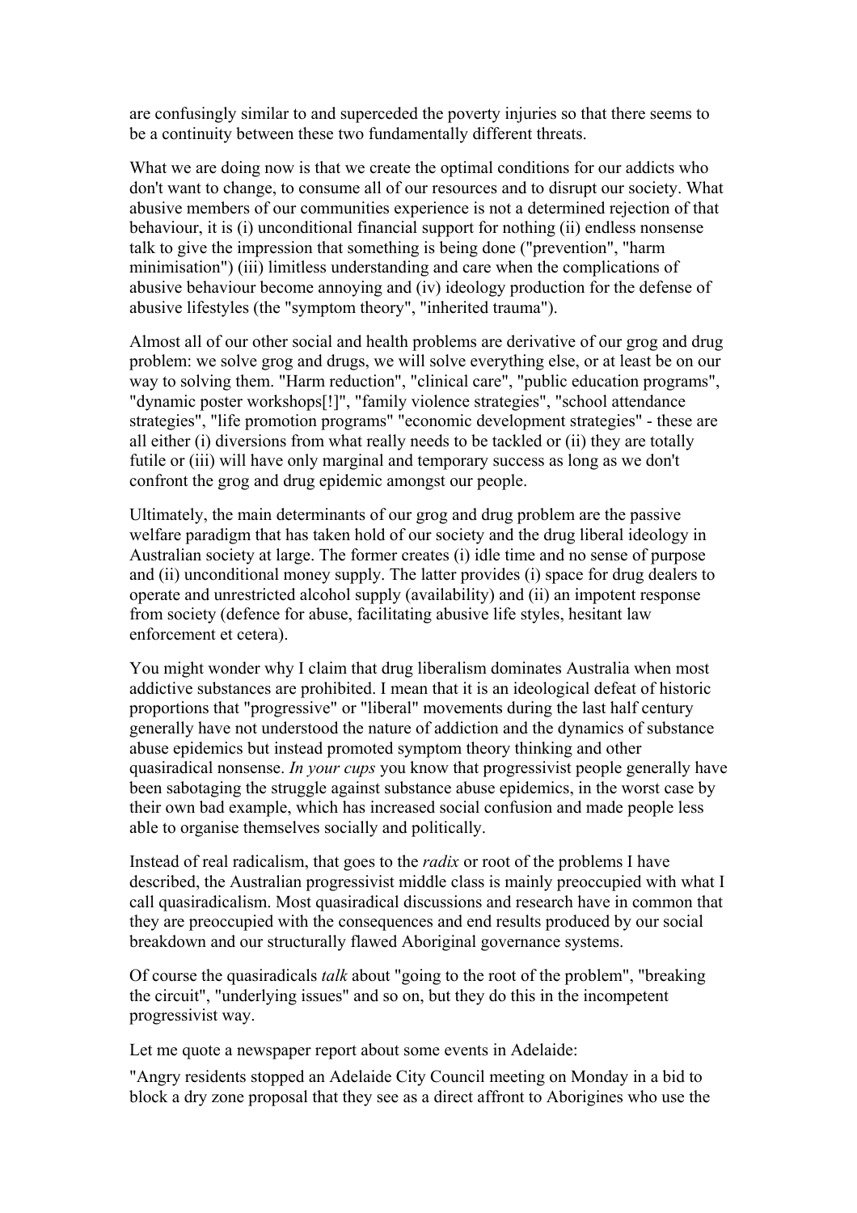are confusingly similar to and superceded the poverty injuries so that there seems to be a continuity between these two fundamentally different threats.

What we are doing now is that we create the optimal conditions for our addicts who don't want to change, to consume all of our resources and to disrupt our society. What abusive members of our communities experience is not a determined rejection of that behaviour, it is (i) unconditional financial support for nothing (ii) endless nonsense talk to give the impression that something is being done ("prevention", "harm minimisation") (iii) limitless understanding and care when the complications of abusive behaviour become annoying and (iv) ideology production for the defense of abusive lifestyles (the "symptom theory", "inherited trauma").

Almost all of our other social and health problems are derivative of our grog and drug problem: we solve grog and drugs, we will solve everything else, or at least be on our way to solving them. "Harm reduction", "clinical care", "public education programs", "dynamic poster workshops[!]", "family violence strategies", "school attendance strategies", "life promotion programs" "economic development strategies" - these are all either (i) diversions from what really needs to be tackled or (ii) they are totally futile or (iii) will have only marginal and temporary success as long as we don't confront the grog and drug epidemic amongst our people.

Ultimately, the main determinants of our grog and drug problem are the passive welfare paradigm that has taken hold of our society and the drug liberal ideology in Australian society at large. The former creates (i) idle time and no sense of purpose and (ii) unconditional money supply. The latter provides (i) space for drug dealers to operate and unrestricted alcohol supply (availability) and (ii) an impotent response from society (defence for abuse, facilitating abusive life styles, hesitant law enforcement et cetera).

You might wonder why I claim that drug liberalism dominates Australia when most addictive substances are prohibited. I mean that it is an ideological defeat of historic proportions that "progressive" or "liberal" movements during the last half century generally have not understood the nature of addiction and the dynamics of substance abuse epidemics but instead promoted symptom theory thinking and other quasiradical nonsense. *In your cups* you know that progressivist people generally have been sabotaging the struggle against substance abuse epidemics, in the worst case by their own bad example, which has increased social confusion and made people less able to organise themselves socially and politically.

Instead of real radicalism, that goes to the *radix* or root of the problems I have described, the Australian progressivist middle class is mainly preoccupied with what I call quasiradicalism. Most quasiradical discussions and research have in common that they are preoccupied with the consequences and end results produced by our social breakdown and our structurally flawed Aboriginal governance systems.

Of course the quasiradicals *talk* about "going to the root of the problem", "breaking the circuit", "underlying issues" and so on, but they do this in the incompetent progressivist way.

Let me quote a newspaper report about some events in Adelaide:

"Angry residents stopped an Adelaide City Council meeting on Monday in a bid to block a dry zone proposal that they see as a direct affront to Aborigines who use the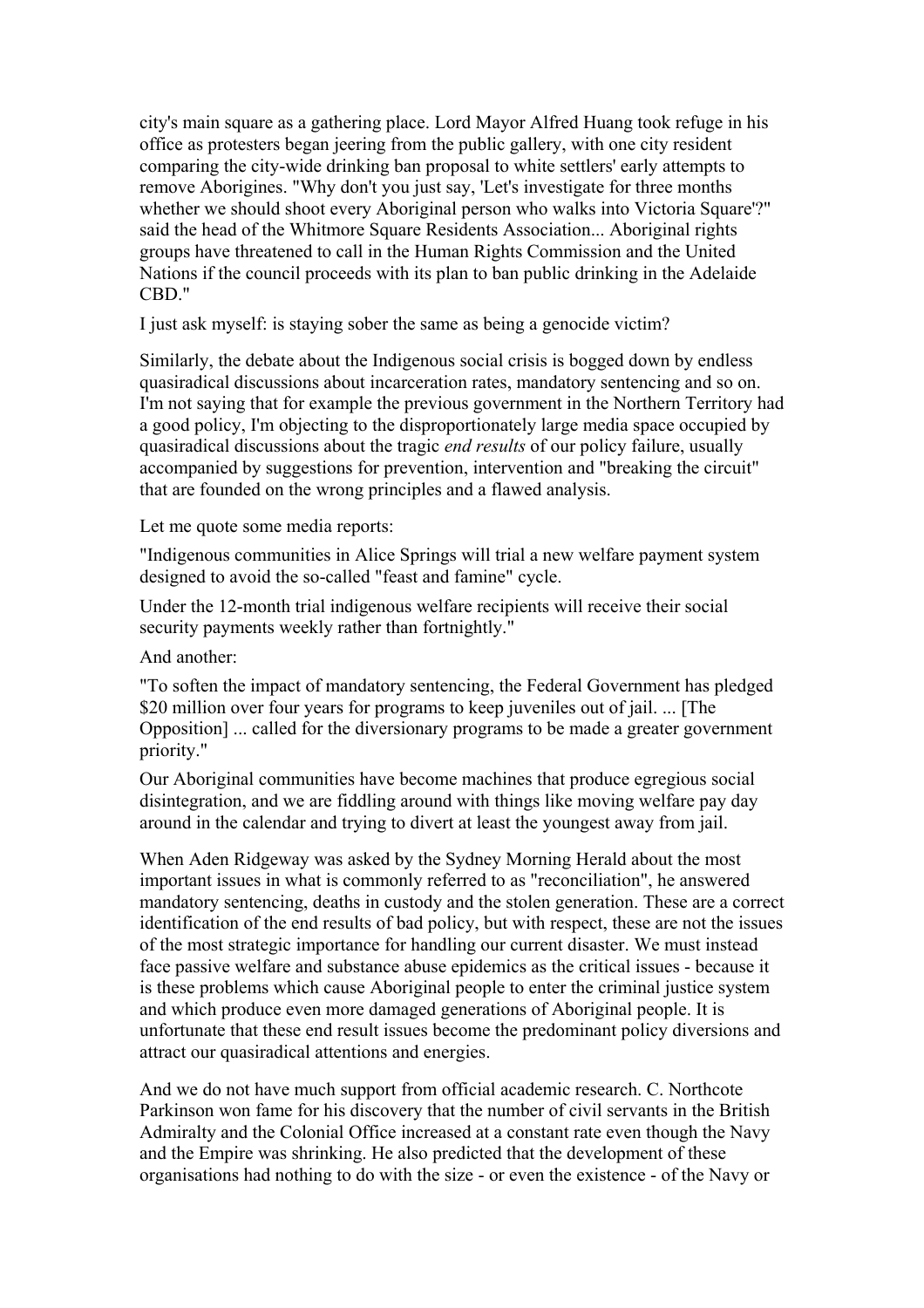city's main square as a gathering place. Lord Mayor Alfred Huang took refuge in his office as protesters began jeering from the public gallery, with one city resident comparing the city-wide drinking ban proposal to white settlers' early attempts to remove Aborigines. "Why don't you just say, 'Let's investigate for three months whether we should shoot every Aboriginal person who walks into Victoria Square'?" said the head of the Whitmore Square Residents Association... Aboriginal rights groups have threatened to call in the Human Rights Commission and the United Nations if the council proceeds with its plan to ban public drinking in the Adelaide CBD."

I just ask myself: is staying sober the same as being a genocide victim?

Similarly, the debate about the Indigenous social crisis is bogged down by endless quasiradical discussions about incarceration rates, mandatory sentencing and so on. I'm not saying that for example the previous government in the Northern Territory had a good policy, I'm objecting to the disproportionately large media space occupied by quasiradical discussions about the tragic *end results* of our policy failure, usually accompanied by suggestions for prevention, intervention and "breaking the circuit" that are founded on the wrong principles and a flawed analysis.

Let me quote some media reports:

"Indigenous communities in Alice Springs will trial a new welfare payment system designed to avoid the so-called "feast and famine" cycle.

Under the 12-month trial indigenous welfare recipients will receive their social security payments weekly rather than fortnightly."

And another:

"To soften the impact of mandatory sentencing, the Federal Government has pledged $20 million over four years for programs to keep juveniles out of jail. ... [The Opposition] ... called for the diversionary programs to be made a greater government priority."

Our Aboriginal communities have become machines that produce egregious social disintegration, and we are fiddling around with things like moving welfare pay day around in the calendar and trying to divert at least the youngest away from jail.

When Aden Ridgeway was asked by the Sydney Morning Herald about the most important issues in what is commonly referred to as "reconciliation", he answered mandatory sentencing, deaths in custody and the stolen generation. These are a correct identification of the end results of bad policy, but with respect, these are not the issues of the most strategic importance for handling our current disaster. We must instead face passive welfare and substance abuse epidemics as the critical issues - because it is these problems which cause Aboriginal people to enter the criminal justice system and which produce even more damaged generations of Aboriginal people. It is unfortunate that these end result issues become the predominant policy diversions and attract our quasiradical attentions and energies.

And we do not have much support from official academic research. C. Northcote Parkinson won fame for his discovery that the number of civil servants in the British Admiralty and the Colonial Office increased at a constant rate even though the Navy and the Empire was shrinking. He also predicted that the development of these organisations had nothing to do with the size - or even the existence - of the Navy or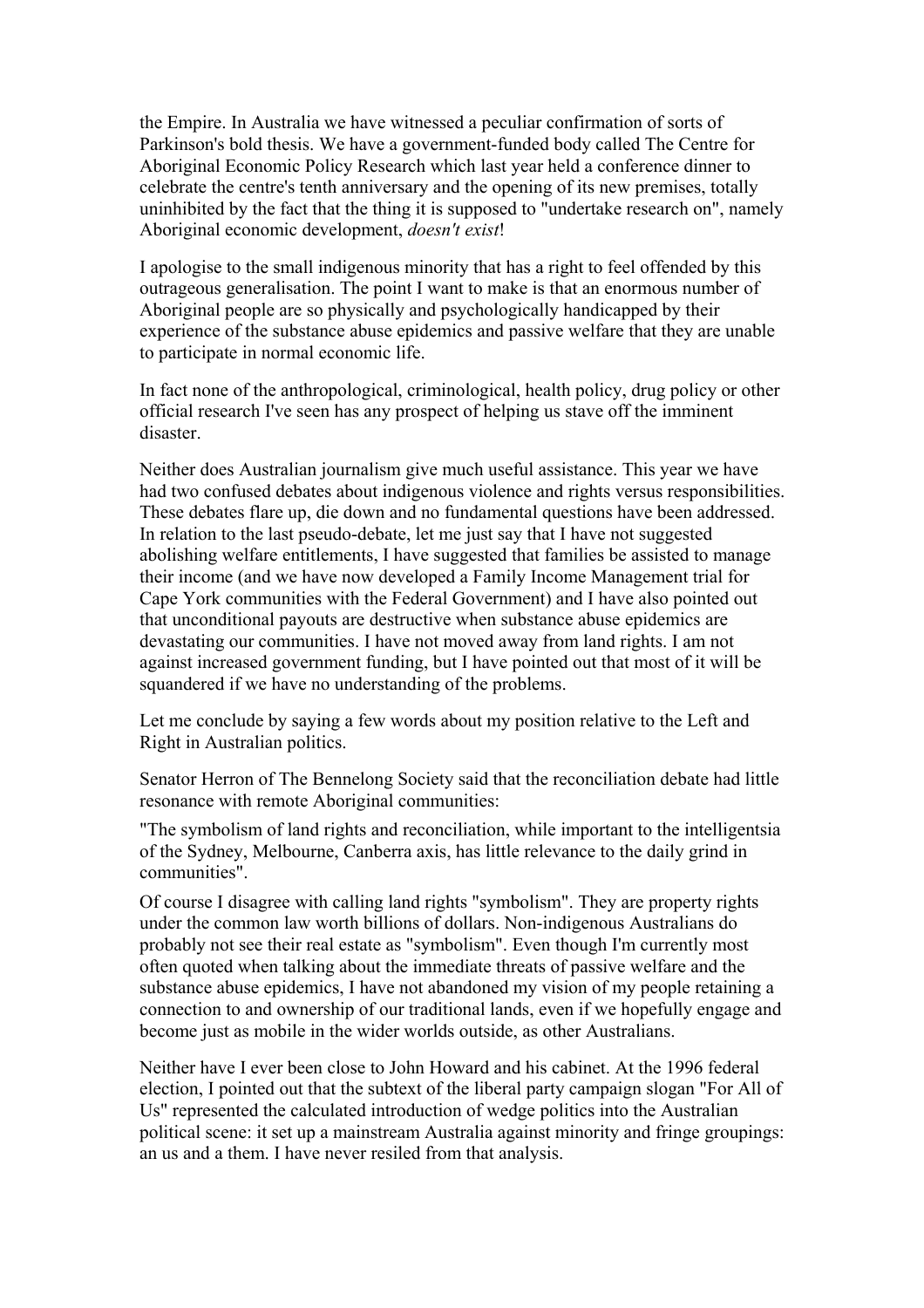the Empire. In Australia we have witnessed a peculiar confirmation of sorts of Parkinson's bold thesis. We have a government-funded body called The Centre for Aboriginal Economic Policy Research which last year held a conference dinner to celebrate the centre's tenth anniversary and the opening of its new premises, totally uninhibited by the fact that the thing it is supposed to "undertake research on", namely Aboriginal economic development, *doesn't exist*!

I apologise to the small indigenous minority that has a right to feel offended by this outrageous generalisation. The point I want to make is that an enormous number of Aboriginal people are so physically and psychologically handicapped by their experience of the substance abuse epidemics and passive welfare that they are unable to participate in normal economic life.

In fact none of the anthropological, criminological, health policy, drug policy or other official research I've seen has any prospect of helping us stave off the imminent disaster.

Neither does Australian journalism give much useful assistance. This year we have had two confused debates about indigenous violence and rights versus responsibilities. These debates flare up, die down and no fundamental questions have been addressed. In relation to the last pseudo-debate, let me just say that I have not suggested abolishing welfare entitlements, I have suggested that families be assisted to manage their income (and we have now developed a Family Income Management trial for Cape York communities with the Federal Government) and I have also pointed out that unconditional payouts are destructive when substance abuse epidemics are devastating our communities. I have not moved away from land rights. I am not against increased government funding, but I have pointed out that most of it will be squandered if we have no understanding of the problems.

Let me conclude by saying a few words about my position relative to the Left and Right in Australian politics.

Senator Herron of The Bennelong Society said that the reconciliation debate had little resonance with remote Aboriginal communities:

"The symbolism of land rights and reconciliation, while important to the intelligentsia of the Sydney, Melbourne, Canberra axis, has little relevance to the daily grind in communities".

Of course I disagree with calling land rights "symbolism". They are property rights under the common law worth billions of dollars. Non-indigenous Australians do probably not see their real estate as "symbolism". Even though I'm currently most often quoted when talking about the immediate threats of passive welfare and the substance abuse epidemics, I have not abandoned my vision of my people retaining a connection to and ownership of our traditional lands, even if we hopefully engage and become just as mobile in the wider worlds outside, as other Australians.

Neither have I ever been close to John Howard and his cabinet. At the 1996 federal election, I pointed out that the subtext of the liberal party campaign slogan "For All of Us" represented the calculated introduction of wedge politics into the Australian political scene: it set up a mainstream Australia against minority and fringe groupings: an us and a them. I have never resiled from that analysis.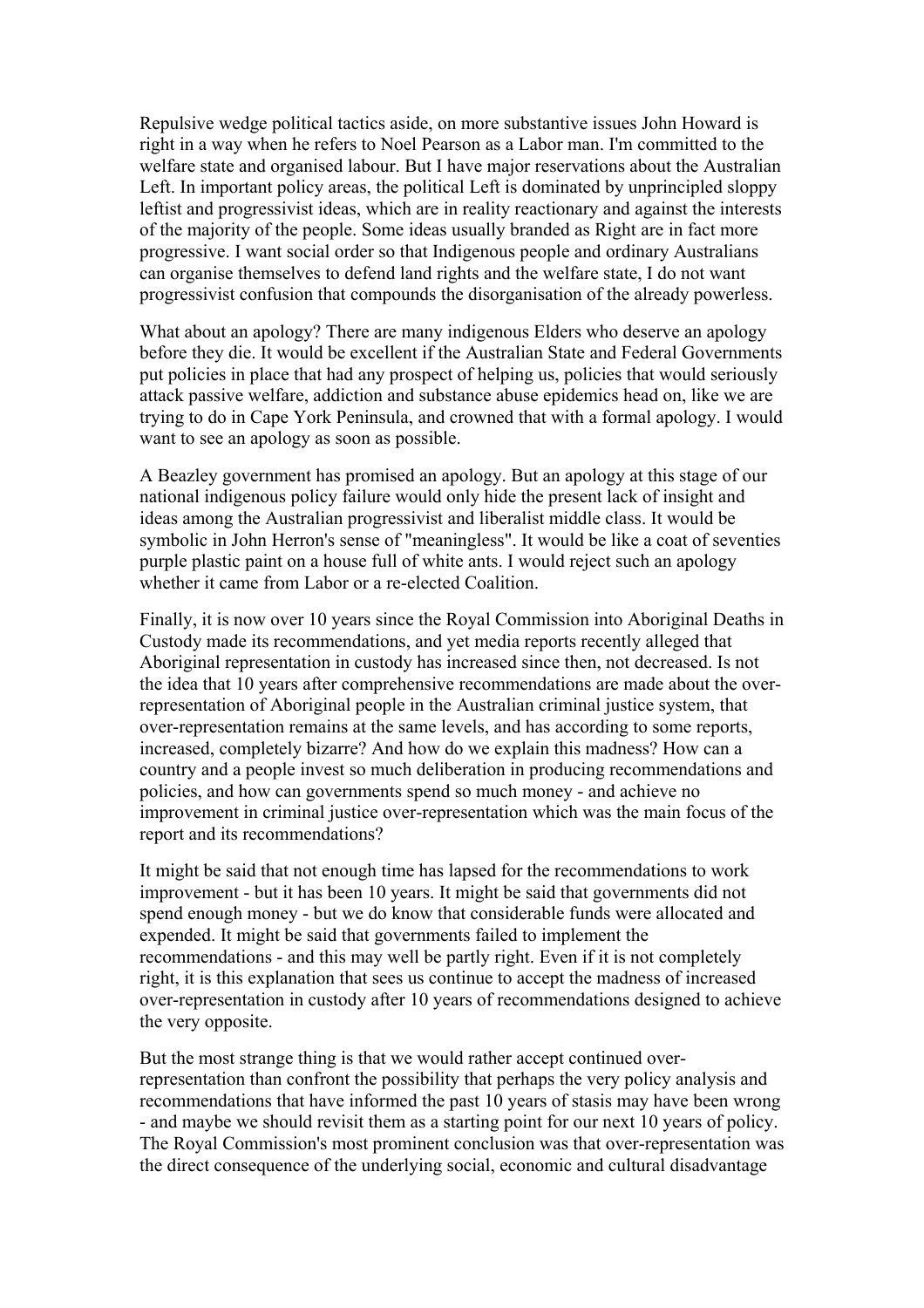Repulsive wedge political tactics aside, on more substantive issues John Howard is right in a way when he refers to Noel Pearson as a Labor man. I'm committed to the welfare state and organised labour. But I have major reservations about the Australian Left. In important policy areas, the political Left is dominated by unprincipled sloppy leftist and progressivist ideas, which are in reality reactionary and against the interests of the majority of the people. Some ideas usually branded as Right are in fact more progressive. I want social order so that Indigenous people and ordinary Australians can organise themselves to defend land rights and the welfare state, I do not want progressivist confusion that compounds the disorganisation of the already powerless.

What about an apology? There are many indigenous Elders who deserve an apology before they die. It would be excellent if the Australian State and Federal Governments put policies in place that had any prospect of helping us, policies that would seriously attack passive welfare, addiction and substance abuse epidemics head on, like we are trying to do in Cape York Peninsula, and crowned that with a formal apology. I would want to see an apology as soon as possible.

A Beazley government has promised an apology. But an apology at this stage of our national indigenous policy failure would only hide the present lack of insight and ideas among the Australian progressivist and liberalist middle class. It would be symbolic in John Herron's sense of "meaningless". It would be like a coat of seventies purple plastic paint on a house full of white ants. I would reject such an apology whether it came from Labor or a re-elected Coalition.

Finally, it is now over 10 years since the Royal Commission into Aboriginal Deaths in Custody made its recommendations, and yet media reports recently alleged that Aboriginal representation in custody has increased since then, not decreased. Is not the idea that 10 years after comprehensive recommendations are made about the over-representation of Aboriginal people in the Australian criminal justice system, that over-representation remains at the same levels, and has according to some reports, increased, completely bizarre? And how do we explain this madness? How can a country and a people invest so much deliberation in producing recommendations and policies, and how can governments spend so much money - and achieve no improvement in criminal justice over-representation which was the main focus of the report and its recommendations?

It might be said that not enough time has lapsed for the recommendations to work improvement - but it has been 10 years. It might be said that governments did not spend enough money - but we do know that considerable funds were allocated and expended. It might be said that governments failed to implement the recommendations - and this may well be partly right. Even if it is not completely right, it is this explanation that sees us continue to accept the madness of increased over-representation in custody after 10 years of recommendations designed to achieve the very opposite.

But the most strange thing is that we would rather accept continued over-representation than confront the possibility that perhaps the very policy analysis and recommendations that have informed the past 10 years of stasis may have been wrong - and maybe we should revisit them as a starting point for our next 10 years of policy. The Royal Commission's most prominent conclusion was that over-representation was the direct consequence of the underlying social, economic and cultural disadvantage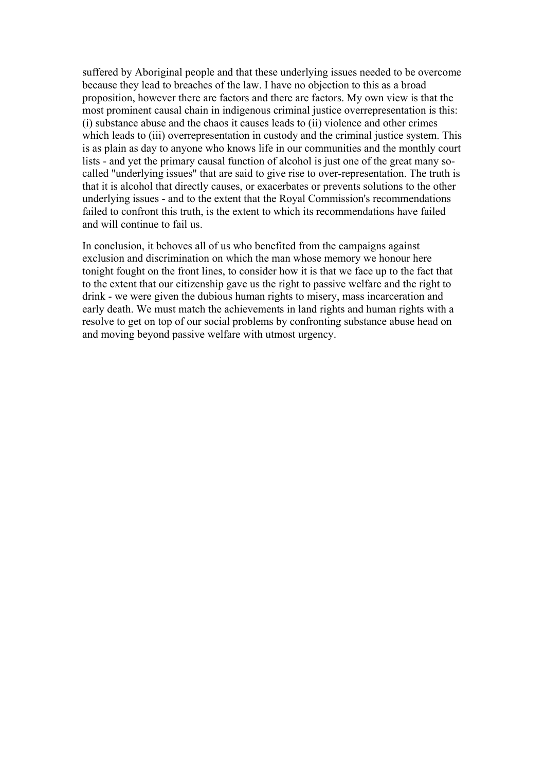suffered by Aboriginal people and that these underlying issues needed to be overcome because they lead to breaches of the law. I have no objection to this as a broad proposition, however there are factors and there are factors. My own view is that the most prominent causal chain in indigenous criminal justice overrepresentation is this: (i) substance abuse and the chaos it causes leads to (ii) violence and other crimes which leads to (iii) overrepresentation in custody and the criminal justice system. This is as plain as day to anyone who knows life in our communities and the monthly court lists - and yet the primary causal function of alcohol is just one of the great many so-called "underlying issues" that are said to give rise to over-representation. The truth is that it is alcohol that directly causes, or exacerbates or prevents solutions to the other underlying issues - and to the extent that the Royal Commission's recommendations failed to confront this truth, is the extent to which its recommendations have failed and will continue to fail us.

In conclusion, it behoves all of us who benefited from the campaigns against exclusion and discrimination on which the man whose memory we honour here tonight fought on the front lines, to consider how it is that we face up to the fact that to the extent that our citizenship gave us the right to passive welfare and the right to drink - we were given the dubious human rights to misery, mass incarceration and early death. We must match the achievements in land rights and human rights with a resolve to get on top of our social problems by confronting substance abuse head on and moving beyond passive welfare with utmost urgency.